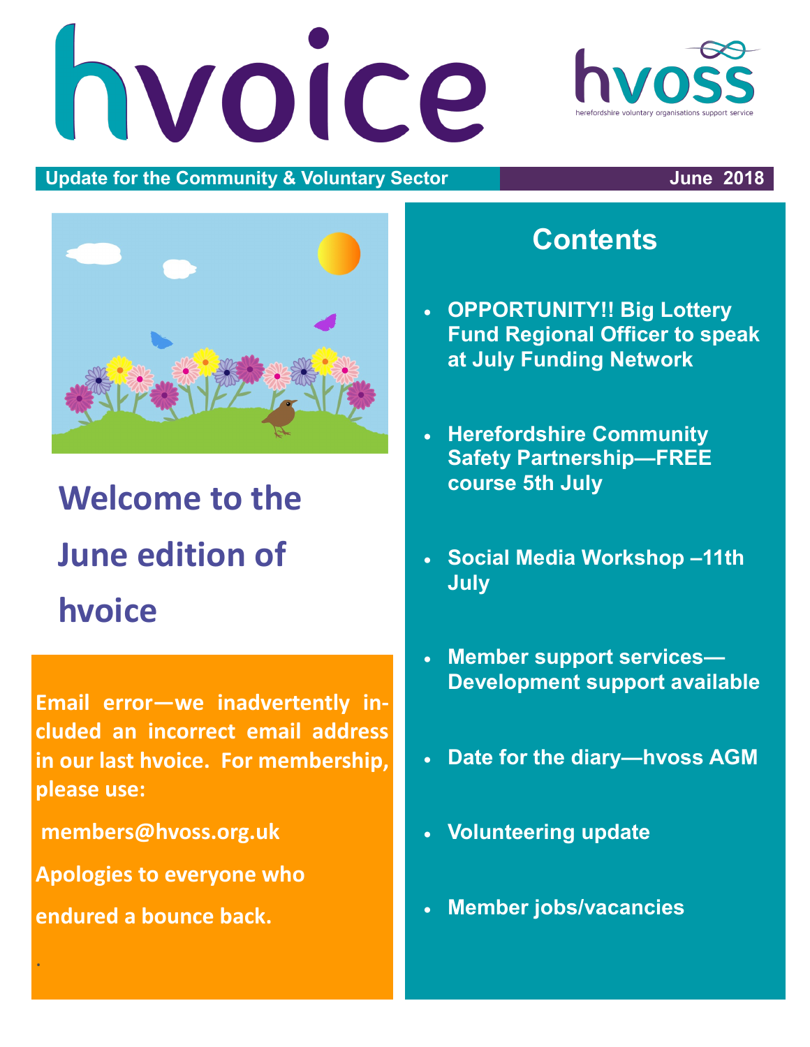# hvoice

hvoss
herefordshire voluntary organisations support service

**Update for the Community & Voluntary Sector** **June 2018**

## Welcome to the June edition of hvoice

**Email error—we inadvertently included an incorrect email address in our last hvoice. For membership, please use:**

**members@hvoss.org.uk**

**Apologies to everyone who endured a bounce back.**

## Contents

- **OPPORTUNITY!! Big Lottery Fund Regional Officer to speak at July Funding Network**
- **Herefordshire Community Safety Partnership—FREE course 5th July**
- **Social Media Workshop –11th July**
- **Member support services—Development support available**
- **Date for the diary—hvoss AGM**
- **Volunteering update**
- **Member jobs/vacancies**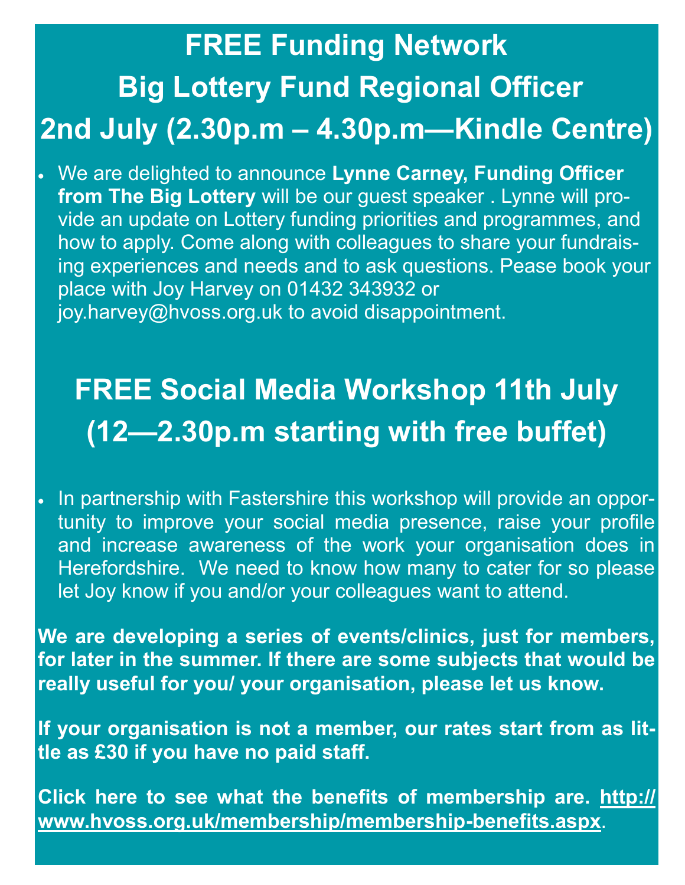# FREE Funding Network

# Big Lottery Fund Regional Officer

# 2nd July (2.30p.m – 4.30p.m—Kindle Centre)

- We are delighted to announce **Lynne Carney, Funding Officer from The Big Lottery** will be our guest speaker . Lynne will provide an update on Lottery funding priorities and programmes, and how to apply. Come along with colleagues to share your fundraising experiences and needs and to ask questions. Pease book your place with Joy Harvey on 01432 343932 or joy.harvey@hvoss.org.uk to avoid disappointment.

# FREE Social Media Workshop 11th July (12—2.30p.m starting with free buffet)

- In partnership with Fastershire this workshop will provide an opportunity to improve your social media presence, raise your profile and increase awareness of the work your organisation does in Herefordshire. We need to know how many to cater for so please let Joy know if you and/or your colleagues want to attend.

**We are developing a series of events/clinics, just for members, for later in the summer. If there are some subjects that would be really useful for you/ your organisation, please let us know.**

**If your organisation is not a member, our rates start from as little as £30 if you have no paid staff.**

**Click here to see what the benefits of membership are. http://www.hvoss.org.uk/membership/membership-benefits.aspx.**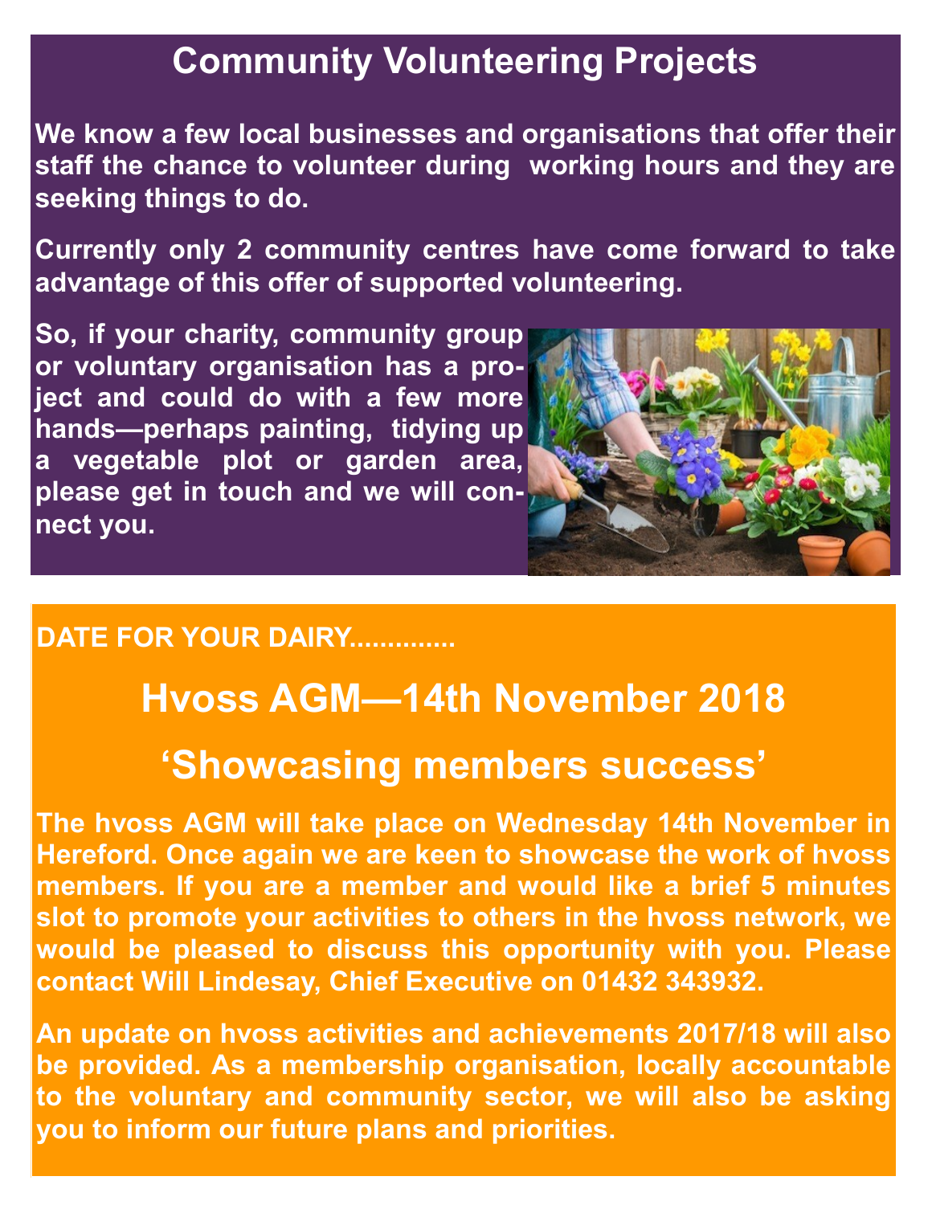# Community Volunteering Projects

We know a few local businesses and organisations that offer their staff the chance to volunteer during working hours and they are seeking things to do.

Currently only 2 community centres have come forward to take advantage of this offer of supported volunteering.

So, if your charity, community group or voluntary organisation has a project and could do with a few more hands—perhaps painting, tidying up a vegetable plot or garden area, please get in touch and we will connect you.

DATE FOR YOUR DAIRY.............

## Hvoss AGM—14th November 2018

## 'Showcasing members success'

The hvoss AGM will take place on Wednesday 14th November in Hereford. Once again we are keen to showcase the work of hvoss members. If you are a member and would like a brief 5 minutes slot to promote your activities to others in the hvoss network, we would be pleased to discuss this opportunity with you. Please contact Will Lindesay, Chief Executive on 01432 343932.

An update on hvoss activities and achievements 2017/18 will also be provided. As a membership organisation, locally accountable to the voluntary and community sector, we will also be asking you to inform our future plans and priorities.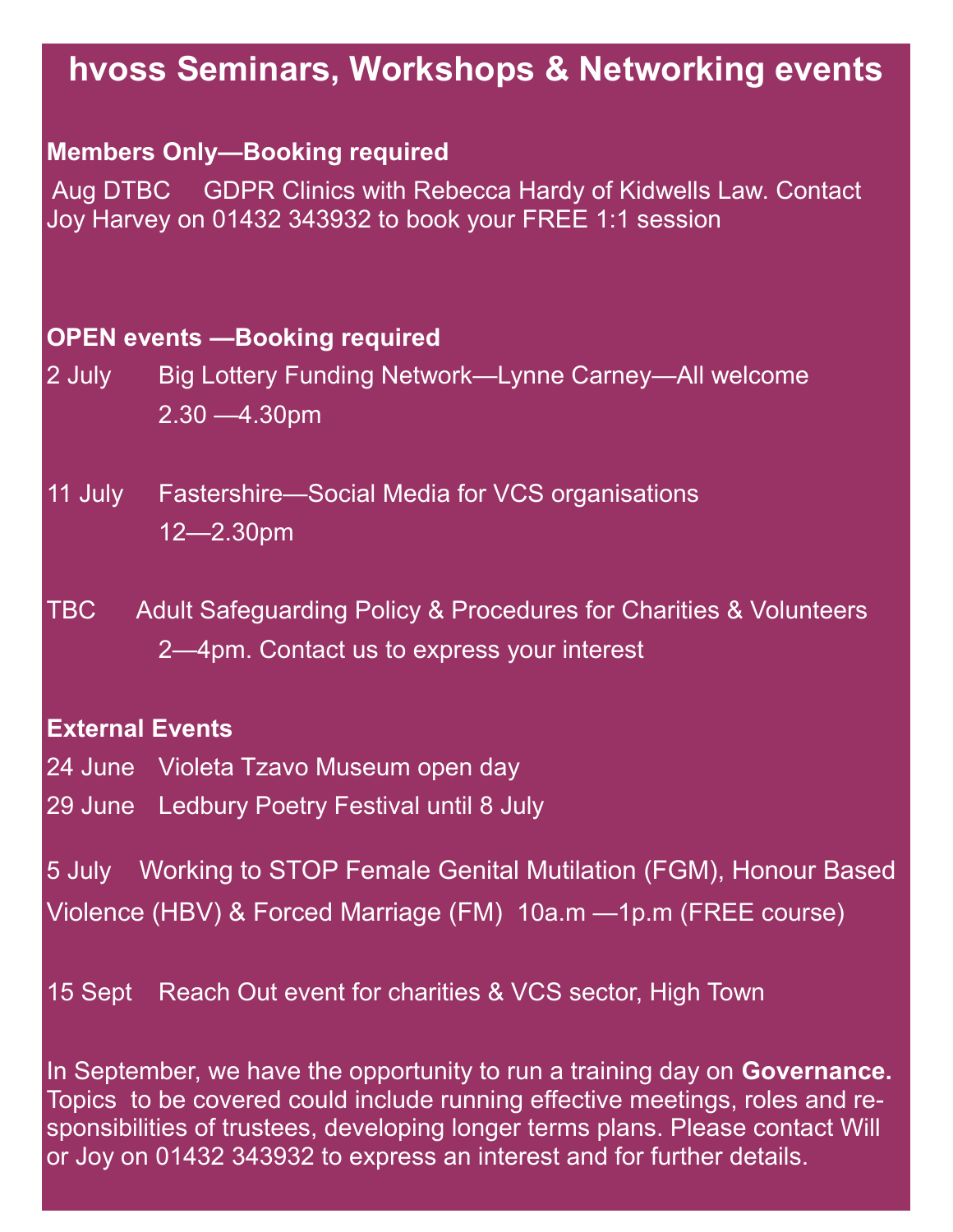# hvoss Seminars, Workshops & Networking events

**Members Only—Booking required**

Aug DTBC GDPR Clinics with Rebecca Hardy of Kidwells Law. Contact Joy Harvey on 01432 343932 to book your FREE 1:1 session

**OPEN events —Booking required**

2 July Big Lottery Funding Network—Lynne Carney—All welcome
2.30 —4.30pm

11 July Fastershire—Social Media for VCS organisations
12—2.30pm

TBC Adult Safeguarding Policy & Procedures for Charities & Volunteers
2—4pm. Contact us to express your interest

**External Events**

24 June Violeta Tzavo Museum open day

29 June Ledbury Poetry Festival until 8 July

5 July Working to STOP Female Genital Mutilation (FGM), Honour Based Violence (HBV) & Forced Marriage (FM) 10a.m —1p.m (FREE course)

15 Sept Reach Out event for charities & VCS sector, High Town

In September, we have the opportunity to run a training day on **Governance.** Topics to be covered could include running effective meetings, roles and responsibilities of trustees, developing longer terms plans. Please contact Will or Joy on 01432 343932 to express an interest and for further details.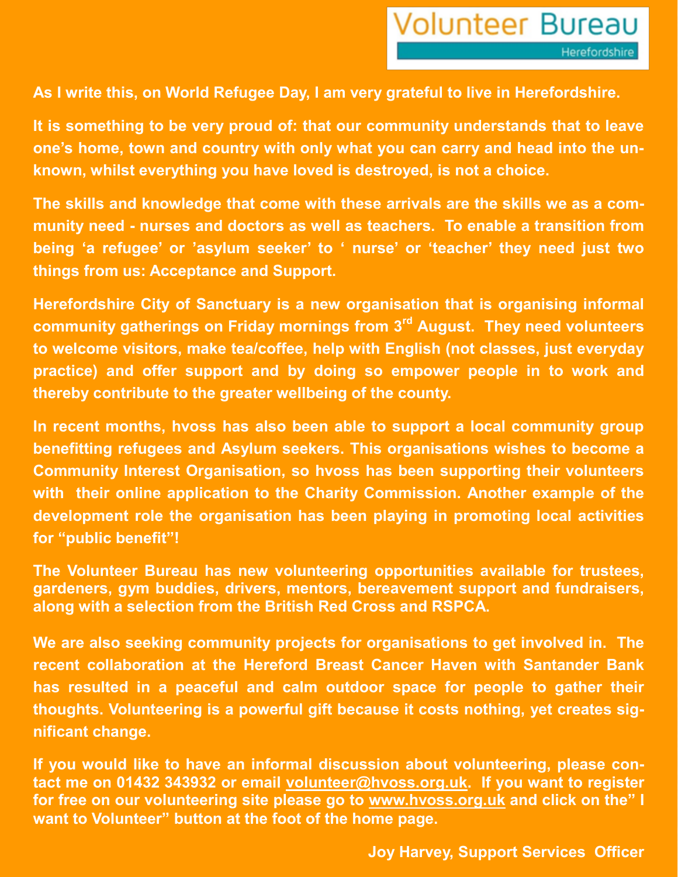Volunteer Bureau
Herefordshire

As I write this, on World Refugee Day, I am very grateful to live in Herefordshire.

It is something to be very proud of: that our community understands that to leave one's home, town and country with only what you can carry and head into the unknown, whilst everything you have loved is destroyed, is not a choice.

The skills and knowledge that come with these arrivals are the skills we as a community need - nurses and doctors as well as teachers. To enable a transition from being 'a refugee' or 'asylum seeker' to ' nurse' or 'teacher' they need just two things from us: Acceptance and Support.

Herefordshire City of Sanctuary is a new organisation that is organising informal community gatherings on Friday mornings from 3rd August. They need volunteers to welcome visitors, make tea/coffee, help with English (not classes, just everyday practice) and offer support and by doing so empower people in to work and thereby contribute to the greater wellbeing of the county.

In recent months, hvoss has also been able to support a local community group benefitting refugees and Asylum seekers. This organisations wishes to become a Community Interest Organisation, so hvoss has been supporting their volunteers with their online application to the Charity Commission. Another example of the development role the organisation has been playing in promoting local activities for "public benefit"!

The Volunteer Bureau has new volunteering opportunities available for trustees, gardeners, gym buddies, drivers, mentors, bereavement support and fundraisers, along with a selection from the British Red Cross and RSPCA.

We are also seeking community projects for organisations to get involved in. The recent collaboration at the Hereford Breast Cancer Haven with Santander Bank has resulted in a peaceful and calm outdoor space for people to gather their thoughts. Volunteering is a powerful gift because it costs nothing, yet creates significant change.

If you would like to have an informal discussion about volunteering, please contact me on 01432 343932 or email volunteer@hvoss.org.uk. If you want to register for free on our volunteering site please go to www.hvoss.org.uk and click on the" I want to Volunteer" button at the foot of the home page.

**Joy Harvey, Support Services Officer**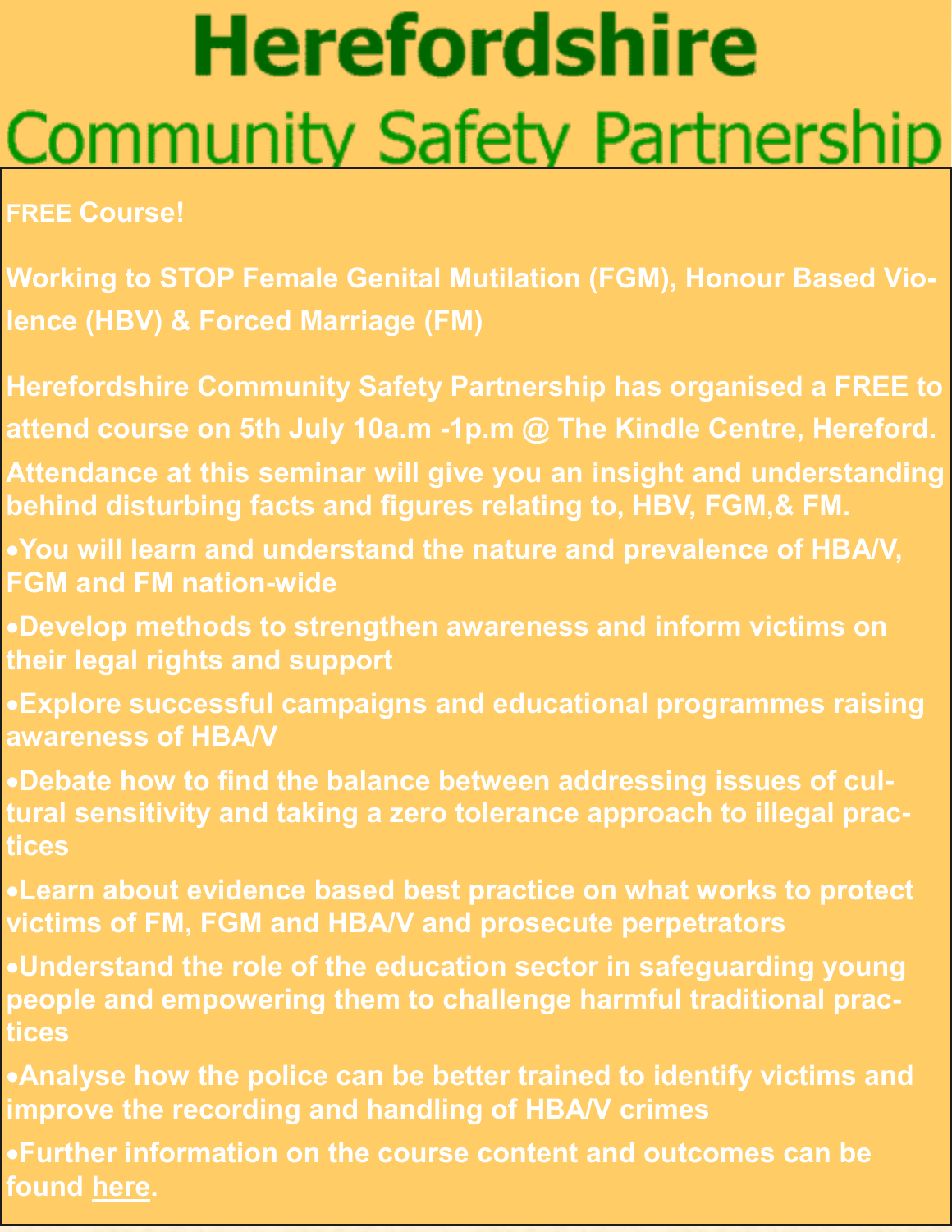# Herefordshire

## Community Safety Partnership

**FREE Course!**

**Working to STOP Female Genital Mutilation (FGM), Honour Based Violence (HBV) & Forced Marriage (FM)**

**Herefordshire Community Safety Partnership has organised a FREE to attend course on 5th July 10a.m -1p.m @ The Kindle Centre, Hereford.**

**Attendance at this seminar will give you an insight and understanding behind disturbing facts and figures relating to, HBV, FGM,& FM.**

- **You will learn and understand the nature and prevalence of HBA/V, FGM and FM nation-wide**
- **Develop methods to strengthen awareness and inform victims on their legal rights and support**
- **Explore successful campaigns and educational programmes raising awareness of HBA/V**
- **Debate how to find the balance between addressing issues of cultural sensitivity and taking a zero tolerance approach to illegal practices**
- **Learn about evidence based best practice on what works to protect victims of FM, FGM and HBA/V and prosecute perpetrators**
- **Understand the role of the education sector in safeguarding young people and empowering them to challenge harmful traditional practices**
- **Analyse how the police can be better trained to identify victims and improve the recording and handling of HBA/V crimes**
- **Further information on the course content and outcomes can be found here.**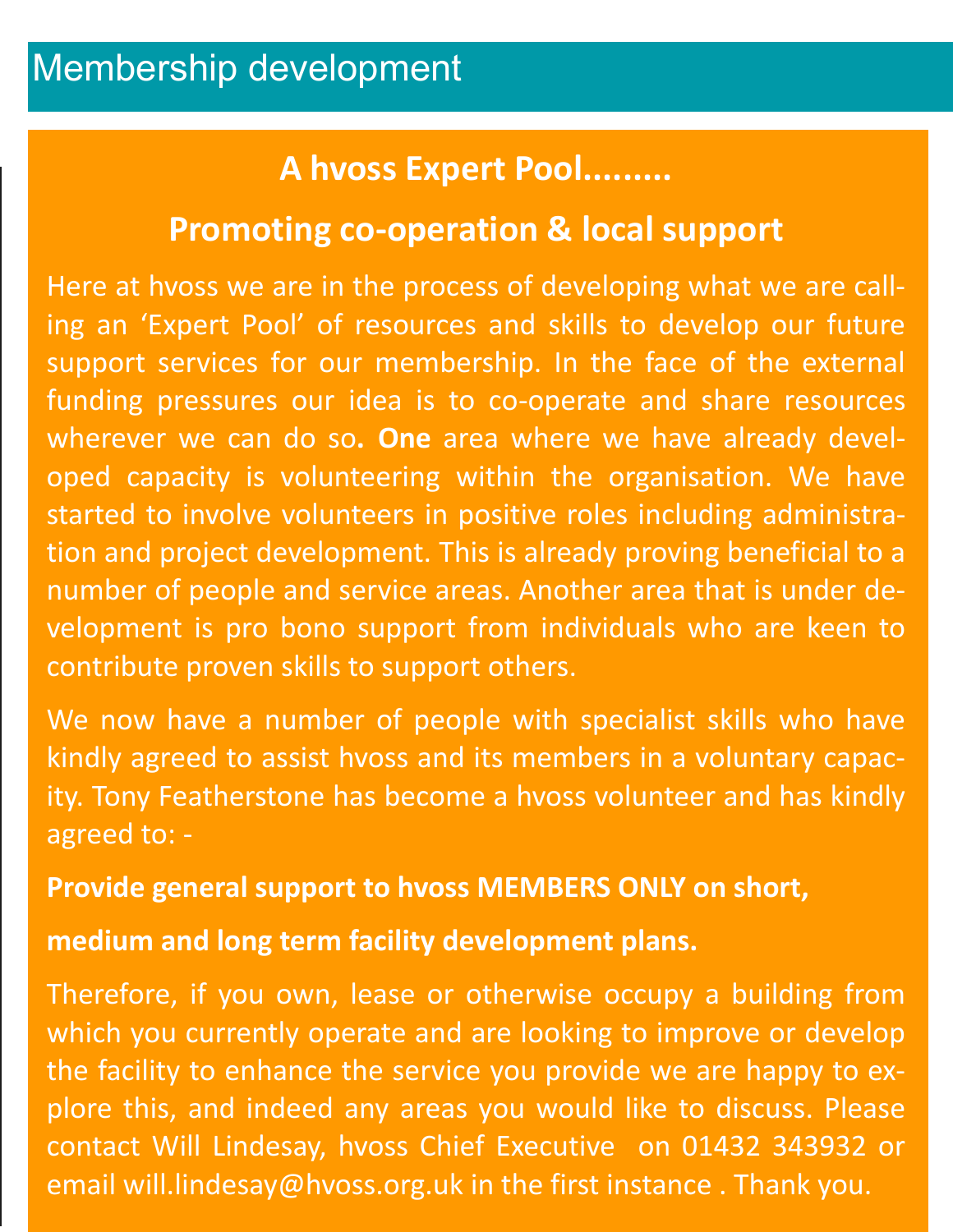## Membership development

### A hvoss Expert Pool.........

### Promoting co-operation & local support

Here at hvoss we are in the process of developing what we are calling an 'Expert Pool' of resources and skills to develop our future support services for our membership. In the face of the external funding pressures our idea is to co-operate and share resources wherever we can do so**. One** area where we have already developed capacity is volunteering within the organisation. We have started to involve volunteers in positive roles including administration and project development. This is already proving beneficial to a number of people and service areas. Another area that is under development is pro bono support from individuals who are keen to contribute proven skills to support others.

We now have a number of people with specialist skills who have kindly agreed to assist hvoss and its members in a voluntary capacity. Tony Featherstone has become a hvoss volunteer and has kindly agreed to: -

**Provide general support to hvoss MEMBERS ONLY on short, medium and long term facility development plans.**

Therefore, if you own, lease or otherwise occupy a building from which you currently operate and are looking to improve or develop the facility to enhance the service you provide we are happy to explore this, and indeed any areas you would like to discuss. Please contact Will Lindesay, hvoss Chief Executive on 01432 343932 or email will.lindesay@hvoss.org.uk in the first instance . Thank you.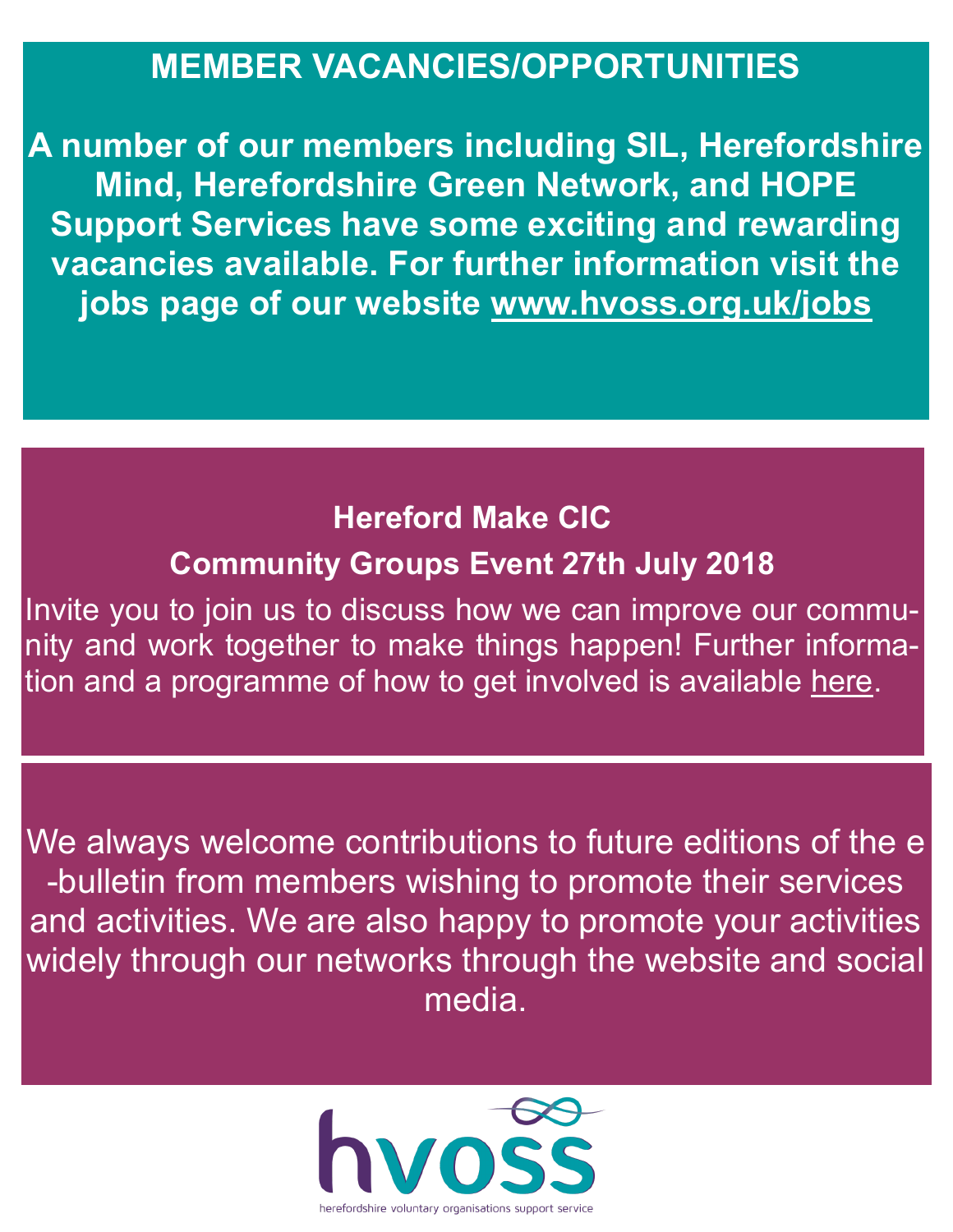## MEMBER VACANCIES/OPPORTUNITIES

**A number of our members including SIL, Herefordshire Mind, Herefordshire Green Network, and HOPE Support Services have some exciting and rewarding vacancies available. For further information visit the jobs page of our website www.hvoss.org.uk/jobs**

### Hereford Make CIC

### Community Groups Event 27th July 2018

Invite you to join us to discuss how we can improve our community and work together to make things happen! Further information and a programme of how to get involved is available here.

We always welcome contributions to future editions of the e-bulletin from members wishing to promote their services and activities. We are also happy to promote your activities widely through our networks through the website and social media.

hvoss

herefordshire voluntary organisations support service